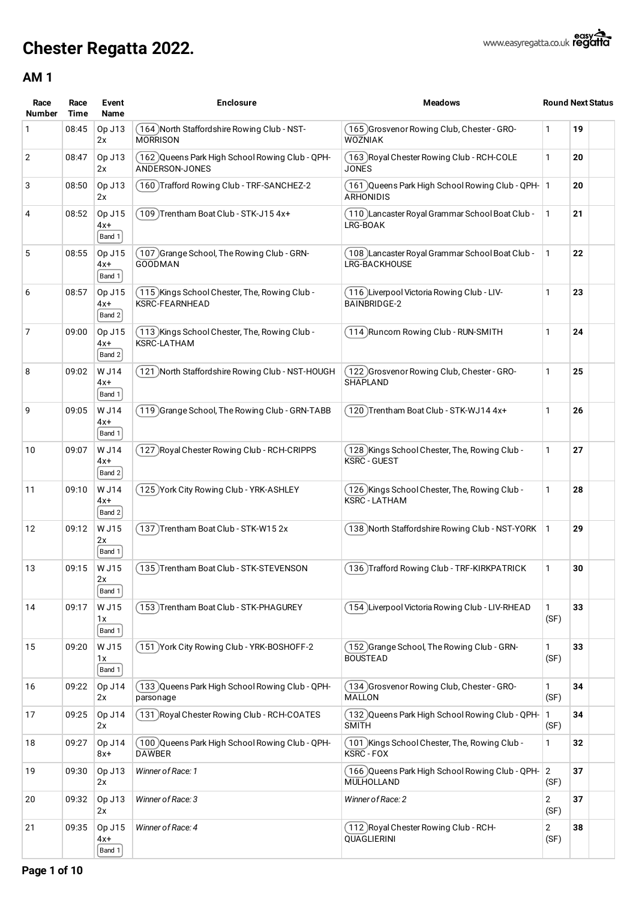# Chester Regatta 2022.

www.easyregatta.co.uk easy regatta

## AM 1

| Race Number | Race Time | Event Name | Enclosure | Meadows | Round | Next | Status |
|---|---|---|---|---|---|---|---|
| 1 | 08:45 | Op J13 2x | 164 North Staffordshire Rowing Club - NST-MORRISON | 165 Grosvenor Rowing Club, Chester - GRO-WOZNIAK | 1 | **19** | |
| 2 | 08:47 | Op J13 2x | 162 Queens Park High School Rowing Club - QPH-ANDERSON-JONES | 163 Royal Chester Rowing Club - RCH-COLE JONES | 1 | **20** | |
| 3 | 08:50 | Op J13 2x | 160 Trafford Rowing Club - TRF-SANCHEZ-2 | 161 Queens Park High School Rowing Club - QPH-ARHONIDIS | 1 | **20** | |
| 4 | 08:52 | Op J15 4x+ Band 1 | 109 Trentham Boat Club - STK-J15 4x+ | 110 Lancaster Royal Grammar School Boat Club - LRG-BOAK | 1 | **21** | |
| 5 | 08:55 | Op J15 4x+ Band 1 | 107 Grange School, The Rowing Club - GRN-GOODMAN | 108 Lancaster Royal Grammar School Boat Club - LRG-BACKHOUSE | 1 | **22** | |
| 6 | 08:57 | Op J15 4x+ Band 2 | 115 Kings School Chester, The, Rowing Club - KSRC-FEARNHEAD | 116 Liverpool Victoria Rowing Club - LIV-BAINBRIDGE-2 | 1 | **23** | |
| 7 | 09:00 | Op J15 4x+ Band 2 | 113 Kings School Chester, The, Rowing Club - KSRC-LATHAM | 114 Runcorn Rowing Club - RUN-SMITH | 1 | **24** | |
| 8 | 09:02 | W J14 4x+ Band 1 | 121 North Staffordshire Rowing Club - NST-HOUGH | 122 Grosvenor Rowing Club, Chester - GRO-SHAPLAND | 1 | **25** | |
| 9 | 09:05 | W J14 4x+ Band 1 | 119 Grange School, The Rowing Club - GRN-TABB | 120 Trentham Boat Club - STK-WJ14 4x+ | 1 | **26** | |
| 10 | 09:07 | W J14 4x+ Band 2 | 127 Royal Chester Rowing Club - RCH-CRIPPS | 128 Kings School Chester, The, Rowing Club - KSRC - GUEST | 1 | **27** | |
| 11 | 09:10 | W J14 4x+ Band 2 | 125 York City Rowing Club - YRK-ASHLEY | 126 Kings School Chester, The, Rowing Club - KSRC - LATHAM | 1 | **28** | |
| 12 | 09:12 | W J15 2x Band 1 | 137 Trentham Boat Club - STK-W15 2x | 138 North Staffordshire Rowing Club - NST-YORK | 1 | **29** | |
| 13 | 09:15 | W J15 2x Band 1 | 135 Trentham Boat Club - STK-STEVENSON | 136 Trafford Rowing Club - TRF-KIRKPATRICK | 1 | **30** | |
| 14 | 09:17 | W J15 1x Band 1 | 153 Trentham Boat Club - STK-PHAGUREY | 154 Liverpool Victoria Rowing Club - LIV-RHEAD | 1 (SF) | **33** | |
| 15 | 09:20 | W J15 1x Band 1 | 151 York City Rowing Club - YRK-BOSHOFF-2 | 152 Grange School, The Rowing Club - GRN-BOUSTEAD | 1 (SF) | **33** | |
| 16 | 09:22 | Op J14 2x | 133 Queens Park High School Rowing Club - QPH-parsonage | 134 Grosvenor Rowing Club, Chester - GRO-MALLON | 1 (SF) | **34** | |
| 17 | 09:25 | Op J14 2x | 131 Royal Chester Rowing Club - RCH-COATES | 132 Queens Park High School Rowing Club - QPH-SMITH | 1 (SF) | **34** | |
| 18 | 09:27 | Op J14 8x+ | 100 Queens Park High School Rowing Club - QPH-DAWBER | 101 Kings School Chester, The, Rowing Club - KSRC - FOX | 1 | **32** | |
| 19 | 09:30 | Op J13 2x | *Winner of Race: 1* | 166 Queens Park High School Rowing Club - QPH-MULHOLLAND | 2 (SF) | **37** | |
| 20 | 09:32 | Op J13 2x | *Winner of Race: 3* | *Winner of Race: 2* | 2 (SF) | **37** | |
| 21 | 09:35 | Op J15 4x+ Band 1 | *Winner of Race: 4* | 112 Royal Chester Rowing Club - RCH-QUAGLIERINI | 2 (SF) | **38** | |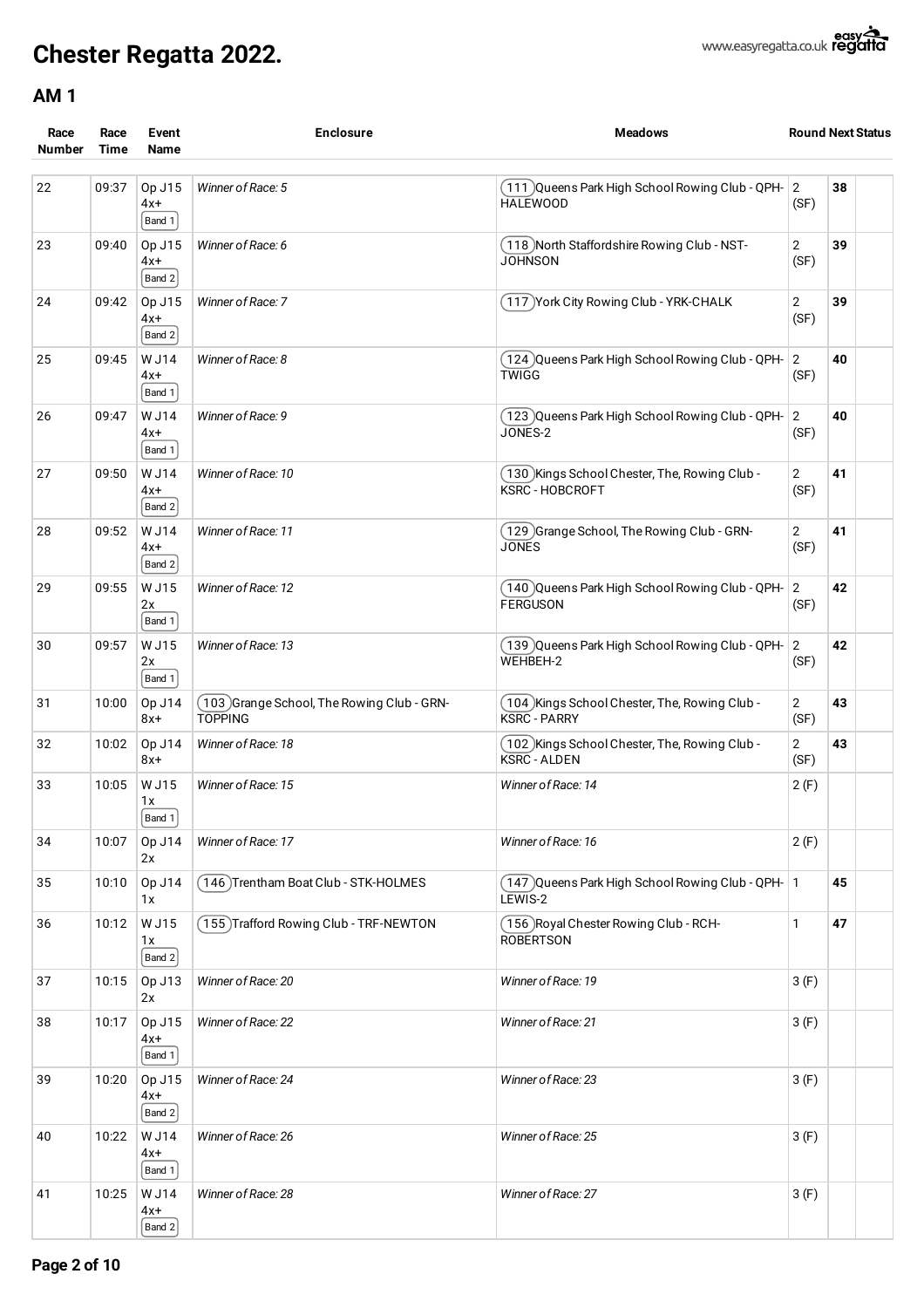# Chester Regatta 2022.

## AM 1

| Race Number | Race Time | Event Name | Enclosure | Meadows | Round | Next | Status |
|---|---|---|---|---|---|---|---|
| 22 | 09:37 | Op J15 4x+ Band 1 | *Winner of Race: 5* | (111) Queens Park High School Rowing Club - QPH-HALEWOOD | 2 (SF) | **38** | |
| 23 | 09:40 | Op J15 4x+ Band 2 | *Winner of Race: 6* | (118) North Staffordshire Rowing Club - NST-JOHNSON | 2 (SF) | **39** | |
| 24 | 09:42 | Op J15 4x+ Band 2 | *Winner of Race: 7* | (117) York City Rowing Club - YRK-CHALK | 2 (SF) | **39** | |
| 25 | 09:45 | W J14 4x+ Band 1 | *Winner of Race: 8* | (124) Queens Park High School Rowing Club - QPH-TWIGG | 2 (SF) | **40** | |
| 26 | 09:47 | W J14 4x+ Band 1 | *Winner of Race: 9* | (123) Queens Park High School Rowing Club - QPH-JONES-2 | 2 (SF) | **40** | |
| 27 | 09:50 | W J14 4x+ Band 2 | *Winner of Race: 10* | (130) Kings School Chester, The, Rowing Club - KSRC - HOBCROFT | 2 (SF) | **41** | |
| 28 | 09:52 | W J14 4x+ Band 2 | *Winner of Race: 11* | (129) Grange School, The Rowing Club - GRN-JONES | 2 (SF) | **41** | |
| 29 | 09:55 | W J15 2x Band 1 | *Winner of Race: 12* | (140) Queens Park High School Rowing Club - QPH-FERGUSON | 2 (SF) | **42** | |
| 30 | 09:57 | W J15 2x Band 1 | *Winner of Race: 13* | (139) Queens Park High School Rowing Club - QPH-WEHBEH-2 | 2 (SF) | **42** | |
| 31 | 10:00 | Op J14 8x+ | (103) Grange School, The Rowing Club - GRN-TOPPING | (104) Kings School Chester, The, Rowing Club - KSRC - PARRY | 2 (SF) | **43** | |
| 32 | 10:02 | Op J14 8x+ | *Winner of Race: 18* | (102) Kings School Chester, The, Rowing Club - KSRC - ALDEN | 2 (SF) | **43** | |
| 33 | 10:05 | W J15 1x Band 1 | *Winner of Race: 15* | *Winner of Race: 14* | 2 (F) | | |
| 34 | 10:07 | Op J14 2x | *Winner of Race: 17* | *Winner of Race: 16* | 2 (F) | | |
| 35 | 10:10 | Op J14 1x | (146) Trentham Boat Club - STK-HOLMES | (147) Queens Park High School Rowing Club - QPH-LEWIS-2 | 1 | **45** | |
| 36 | 10:12 | W J15 1x Band 2 | (155) Trafford Rowing Club - TRF-NEWTON | (156) Royal Chester Rowing Club - RCH-ROBERTSON | 1 | **47** | |
| 37 | 10:15 | Op J13 2x | *Winner of Race: 20* | *Winner of Race: 19* | 3 (F) | | |
| 38 | 10:17 | Op J15 4x+ Band 1 | *Winner of Race: 22* | *Winner of Race: 21* | 3 (F) | | |
| 39 | 10:20 | Op J15 4x+ Band 2 | *Winner of Race: 24* | *Winner of Race: 23* | 3 (F) | | |
| 40 | 10:22 | W J14 4x+ Band 1 | *Winner of Race: 26* | *Winner of Race: 25* | 3 (F) | | |
| 41 | 10:25 | W J14 4x+ Band 2 | *Winner of Race: 28* | *Winner of Race: 27* | 3 (F) | | |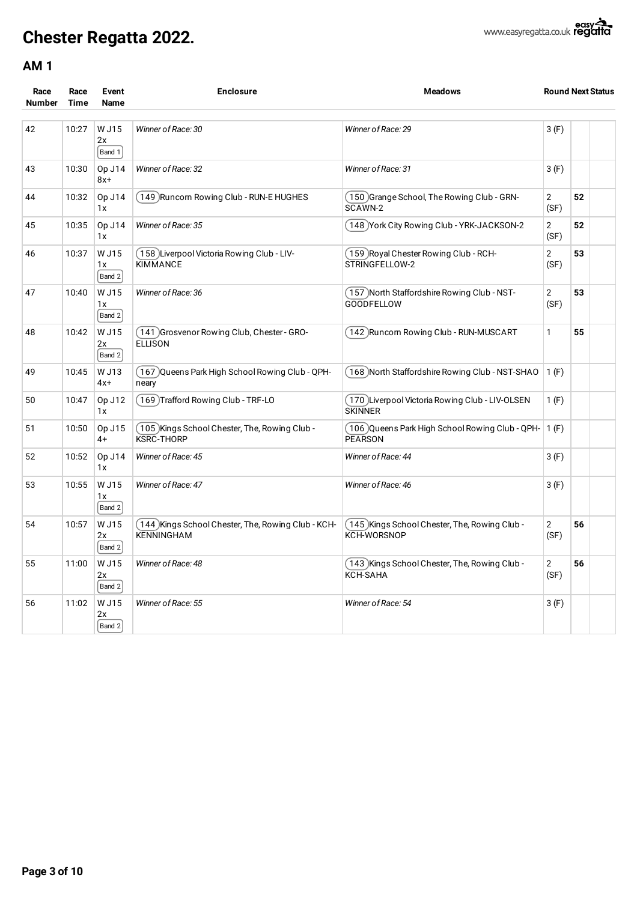# Chester Regatta 2022.

## AM 1

| Race Number | Race Time | Event Name | Enclosure | Meadows | Round | Next | Status |
|---|---|---|---|---|---|---|---|
| 42 | 10:27 | W J15 2x Band 1 | *Winner of Race: 30* | *Winner of Race: 29* | 3 (F) | | |
| 43 | 10:30 | Op J14 8x+ | *Winner of Race: 32* | *Winner of Race: 31* | 3 (F) | | |
| 44 | 10:32 | Op J14 1x | 149 Runcorn Rowing Club - RUN-E HUGHES | 150 Grange School, The Rowing Club - GRN-SCAWN-2 | 2 (SF) | **52** | |
| 45 | 10:35 | Op J14 1x | *Winner of Race: 35* | 148 York City Rowing Club - YRK-JACKSON-2 | 2 (SF) | **52** | |
| 46 | 10:37 | W J15 1x Band 2 | 158 Liverpool Victoria Rowing Club - LIV-KIMMANCE | 159 Royal Chester Rowing Club - RCH-STRINGFELLOW-2 | 2 (SF) | **53** | |
| 47 | 10:40 | W J15 1x Band 2 | *Winner of Race: 36* | 157 North Staffordshire Rowing Club - NST-GOODFELLOW | 2 (SF) | **53** | |
| 48 | 10:42 | W J15 2x Band 2 | 141 Grosvenor Rowing Club, Chester - GRO-ELLISON | 142 Runcorn Rowing Club - RUN-MUSCART | 1 | **55** | |
| 49 | 10:45 | W J13 4x+ | 167 Queens Park High School Rowing Club - QPH-neary | 168 North Staffordshire Rowing Club - NST-SHAO | 1 (F) | | |
| 50 | 10:47 | Op J12 1x | 169 Trafford Rowing Club - TRF-LO | 170 Liverpool Victoria Rowing Club - LIV-OLSEN SKINNER | 1 (F) | | |
| 51 | 10:50 | Op J15 4+ | 105 Kings School Chester, The, Rowing Club - KSRC-THORP | 106 Queens Park High School Rowing Club - QPH-PEARSON | 1 (F) | | |
| 52 | 10:52 | Op J14 1x | *Winner of Race: 45* | *Winner of Race: 44* | 3 (F) | | |
| 53 | 10:55 | W J15 1x Band 2 | *Winner of Race: 47* | *Winner of Race: 46* | 3 (F) | | |
| 54 | 10:57 | W J15 2x Band 2 | 144 Kings School Chester, The, Rowing Club - KCH-KENNINGHAM | 145 Kings School Chester, The, Rowing Club - KCH-WORSNOP | 2 (SF) | **56** | |
| 55 | 11:00 | W J15 2x Band 2 | *Winner of Race: 48* | 143 Kings School Chester, The, Rowing Club - KCH-SAHA | 2 (SF) | **56** | |
| 56 | 11:02 | W J15 2x Band 2 | *Winner of Race: 55* | *Winner of Race: 54* | 3 (F) | | |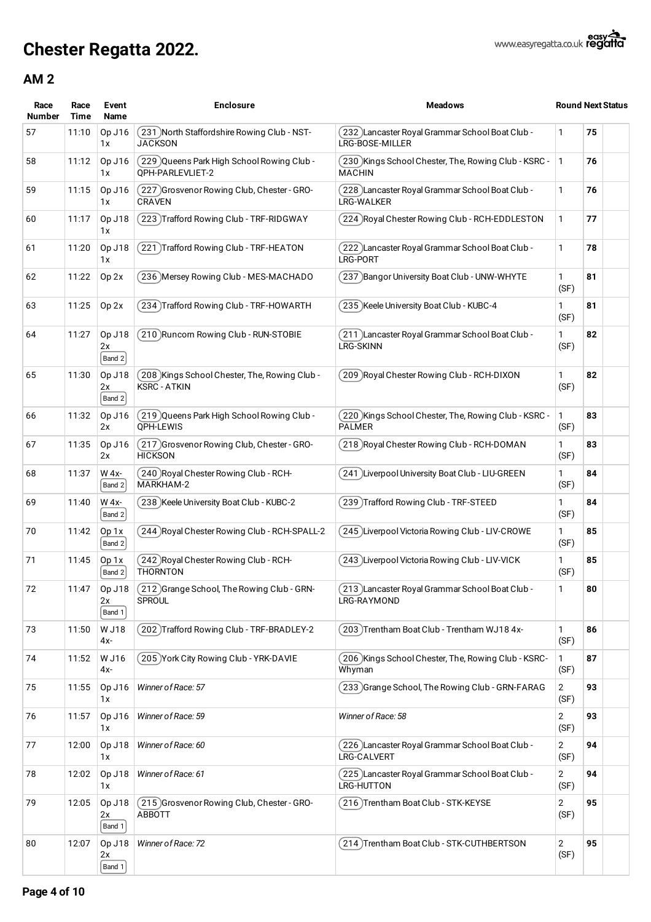# Chester Regatta 2022.

www.easyregatta.co.uk

## AM 2

| Race Number | Race Time | Event Name | Enclosure | Meadows | Round | Next | Status |
|---|---|---|---|---|---|---|---|
| 57 | 11:10 | Op J16 1x | (231) North Staffordshire Rowing Club - NST-JACKSON | (232) Lancaster Royal Grammar School Boat Club - LRG-BOSE-MILLER | 1 | 75 | |
| 58 | 11:12 | Op J16 1x | (229) Queens Park High School Rowing Club - QPH-PARLEVLIET-2 | (230) Kings School Chester, The, Rowing Club - KSRC - MACHIN | 1 | 76 | |
| 59 | 11:15 | Op J16 1x | (227) Grosvenor Rowing Club, Chester - GRO-CRAVEN | (228) Lancaster Royal Grammar School Boat Club - LRG-WALKER | 1 | 76 | |
| 60 | 11:17 | Op J18 1x | (223) Trafford Rowing Club - TRF-RIDGWAY | (224) Royal Chester Rowing Club - RCH-EDDLESTON | 1 | 77 | |
| 61 | 11:20 | Op J18 1x | (221) Trafford Rowing Club - TRF-HEATON | (222) Lancaster Royal Grammar School Boat Club - LRG-PORT | 1 | 78 | |
| 62 | 11:22 | Op 2x | (236) Mersey Rowing Club - MES-MACHADO | (237) Bangor University Boat Club - UNW-WHYTE | 1 (SF) | 81 | |
| 63 | 11:25 | Op 2x | (234) Trafford Rowing Club - TRF-HOWARTH | (235) Keele University Boat Club - KUBC-4 | 1 (SF) | 81 | |
| 64 | 11:27 | Op J18 2x Band 2 | (210) Runcorn Rowing Club - RUN-STOBIE | (211) Lancaster Royal Grammar School Boat Club - LRG-SKINN | 1 (SF) | 82 | |
| 65 | 11:30 | Op J18 2x Band 2 | (208) Kings School Chester, The, Rowing Club - KSRC - ATKIN | (209) Royal Chester Rowing Club - RCH-DIXON | 1 (SF) | 82 | |
| 66 | 11:32 | Op J16 2x | (219) Queens Park High School Rowing Club - QPH-LEWIS | (220) Kings School Chester, The, Rowing Club - KSRC - PALMER | 1 (SF) | 83 | |
| 67 | 11:35 | Op J16 2x | (217) Grosvenor Rowing Club, Chester - GRO-HICKSON | (218) Royal Chester Rowing Club - RCH-DOMAN | 1 (SF) | 83 | |
| 68 | 11:37 | W 4x- Band 2 | (240) Royal Chester Rowing Club - RCH-MARKHAM-2 | (241) Liverpool University Boat Club - LIU-GREEN | 1 (SF) | 84 | |
| 69 | 11:40 | W 4x- Band 2 | (238) Keele University Boat Club - KUBC-2 | (239) Trafford Rowing Club - TRF-STEED | 1 (SF) | 84 | |
| 70 | 11:42 | Op 1x Band 2 | (244) Royal Chester Rowing Club - RCH-SPALL-2 | (245) Liverpool Victoria Rowing Club - LIV-CROWE | 1 (SF) | 85 | |
| 71 | 11:45 | Op 1x Band 2 | (242) Royal Chester Rowing Club - RCH-THORNTON | (243) Liverpool Victoria Rowing Club - LIV-VICK | 1 (SF) | 85 | |
| 72 | 11:47 | Op J18 2x Band 1 | (212) Grange School, The Rowing Club - GRN-SPROUL | (213) Lancaster Royal Grammar School Boat Club - LRG-RAYMOND | 1 | 80 | |
| 73 | 11:50 | W J18 4x- | (202) Trafford Rowing Club - TRF-BRADLEY-2 | (203) Trentham Boat Club - Trentham WJ18 4x- | 1 (SF) | 86 | |
| 74 | 11:52 | W J16 4x- | (205) York City Rowing Club - YRK-DAVIE | (206) Kings School Chester, The, Rowing Club - KSRC-Whyman | 1 (SF) | 87 | |
| 75 | 11:55 | Op J16 1x | *Winner of Race: 57* | (233) Grange School, The Rowing Club - GRN-FARAG | 2 (SF) | 93 | |
| 76 | 11:57 | Op J16 1x | *Winner of Race: 59* | *Winner of Race: 58* | 2 (SF) | 93 | |
| 77 | 12:00 | Op J18 1x | *Winner of Race: 60* | (226) Lancaster Royal Grammar School Boat Club - LRG-CALVERT | 2 (SF) | 94 | |
| 78 | 12:02 | Op J18 1x | *Winner of Race: 61* | (225) Lancaster Royal Grammar School Boat Club - LRG-HUTTON | 2 (SF) | 94 | |
| 79 | 12:05 | Op J18 2x Band 1 | (215) Grosvenor Rowing Club, Chester - GRO-ABBOTT | (216) Trentham Boat Club - STK-KEYSE | 2 (SF) | 95 | |
| 80 | 12:07 | Op J18 2x Band 1 | *Winner of Race: 72* | (214) Trentham Boat Club - STK-CUTHBERTSON | 2 (SF) | 95 | |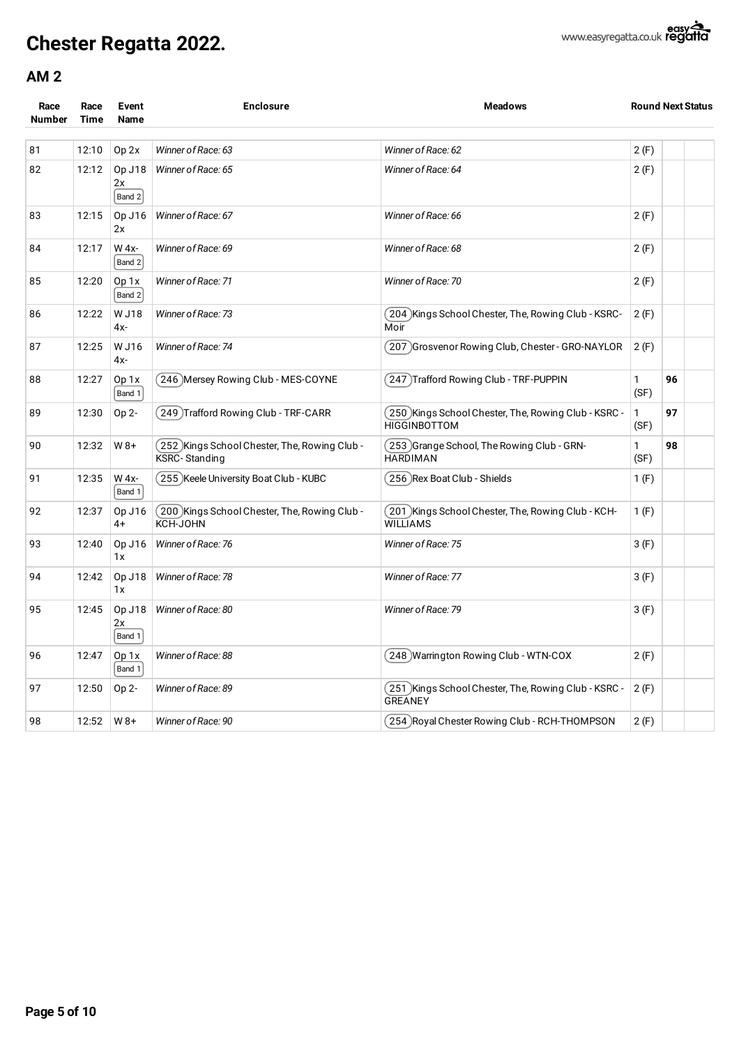# Chester Regatta 2022.

## AM 2

| Race Number | Race Time | Event Name | Enclosure | Meadows | Round | Next | Status |
|---|---|---|---|---|---|---|---|
| 81 | 12:10 | Op 2x | *Winner of Race: 63* | *Winner of Race: 62* | 2 (F) | | |
| 82 | 12:12 | Op J18 2x Band 2 | *Winner of Race: 65* | *Winner of Race: 64* | 2 (F) | | |
| 83 | 12:15 | Op J16 2x | *Winner of Race: 67* | *Winner of Race: 66* | 2 (F) | | |
| 84 | 12:17 | W 4x- Band 2 | *Winner of Race: 69* | *Winner of Race: 68* | 2 (F) | | |
| 85 | 12:20 | Op 1x Band 2 | *Winner of Race: 71* | *Winner of Race: 70* | 2 (F) | | |
| 86 | 12:22 | W J18 4x- | *Winner of Race: 73* | 204 Kings School Chester, The, Rowing Club - KSRC-Moir | 2 (F) | | |
| 87 | 12:25 | W J16 4x- | *Winner of Race: 74* | 207 Grosvenor Rowing Club, Chester - GRO-NAYLOR | 2 (F) | | |
| 88 | 12:27 | Op 1x Band 1 | 246 Mersey Rowing Club - MES-COYNE | 247 Trafford Rowing Club - TRF-PUPPIN | 1 (SF) | **96** | |
| 89 | 12:30 | Op 2- | 249 Trafford Rowing Club - TRF-CARR | 250 Kings School Chester, The, Rowing Club - KSRC - HIGGINBOTTOM | 1 (SF) | **97** | |
| 90 | 12:32 | W 8+ | 252 Kings School Chester, The, Rowing Club - KSRC- Standing | 253 Grange School, The Rowing Club - GRN-HARDIMAN | 1 (SF) | **98** | |
| 91 | 12:35 | W 4x- Band 1 | 255 Keele University Boat Club - KUBC | 256 Rex Boat Club - Shields | 1 (F) | | |
| 92 | 12:37 | Op J16 4+ | 200 Kings School Chester, The, Rowing Club - KCH-JOHN | 201 Kings School Chester, The, Rowing Club - KCH-WILLIAMS | 1 (F) | | |
| 93 | 12:40 | Op J16 1x | *Winner of Race: 76* | *Winner of Race: 75* | 3 (F) | | |
| 94 | 12:42 | Op J18 1x | *Winner of Race: 78* | *Winner of Race: 77* | 3 (F) | | |
| 95 | 12:45 | Op J18 2x Band 1 | *Winner of Race: 80* | *Winner of Race: 79* | 3 (F) | | |
| 96 | 12:47 | Op 1x Band 1 | *Winner of Race: 88* | 248 Warrington Rowing Club - WTN-COX | 2 (F) | | |
| 97 | 12:50 | Op 2- | *Winner of Race: 89* | 251 Kings School Chester, The, Rowing Club - KSRC - GREANEY | 2 (F) | | |
| 98 | 12:52 | W 8+ | *Winner of Race: 90* | 254 Royal Chester Rowing Club - RCH-THOMPSON | 2 (F) | | |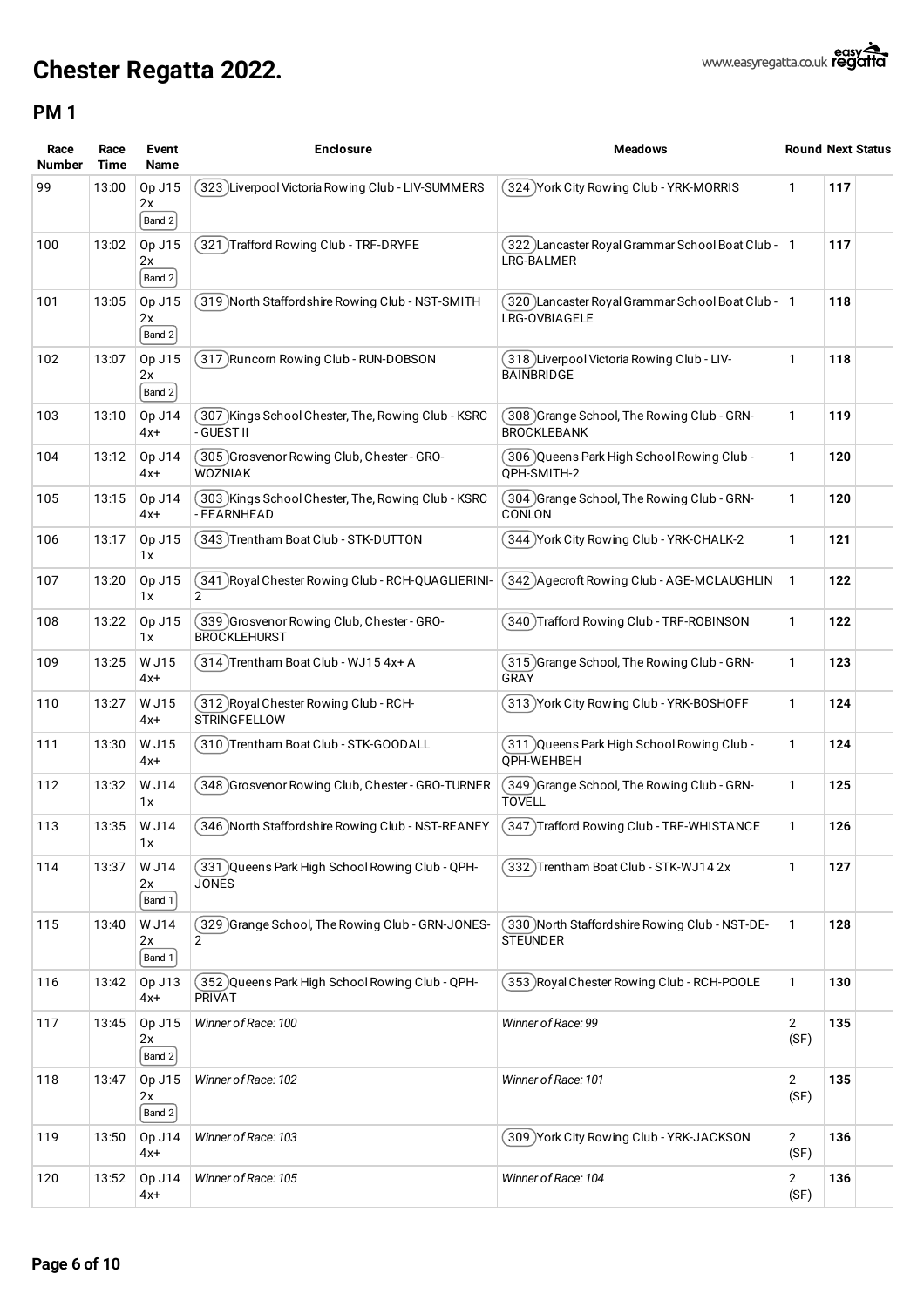# Chester Regatta 2022.

## PM 1

| Race Number | Race Time | Event Name | Enclosure | Meadows | Round | Next | Status |
|---|---|---|---|---|---|---|---|
| 99 | 13:00 | Op J15 2x Band 2 | 323 Liverpool Victoria Rowing Club - LIV-SUMMERS | 324 York City Rowing Club - YRK-MORRIS | 1 | 117 | |
| 100 | 13:02 | Op J15 2x Band 2 | 321 Trafford Rowing Club - TRF-DRYFE | 322 Lancaster Royal Grammar School Boat Club - LRG-BALMER | 1 | 117 | |
| 101 | 13:05 | Op J15 2x Band 2 | 319 North Staffordshire Rowing Club - NST-SMITH | 320 Lancaster Royal Grammar School Boat Club - LRG-OVBIAGELE | 1 | 118 | |
| 102 | 13:07 | Op J15 2x Band 2 | 317 Runcorn Rowing Club - RUN-DOBSON | 318 Liverpool Victoria Rowing Club - LIV-BAINBRIDGE | 1 | 118 | |
| 103 | 13:10 | Op J14 4x+ | 307 Kings School Chester, The, Rowing Club - KSRC - GUEST II | 308 Grange School, The Rowing Club - GRN-BROCKLEBANK | 1 | 119 | |
| 104 | 13:12 | Op J14 4x+ | 305 Grosvenor Rowing Club, Chester - GRO-WOZNIAK | 306 Queens Park High School Rowing Club - QPH-SMITH-2 | 1 | 120 | |
| 105 | 13:15 | Op J14 4x+ | 303 Kings School Chester, The, Rowing Club - KSRC - FEARNHEAD | 304 Grange School, The Rowing Club - GRN-CONLON | 1 | 120 | |
| 106 | 13:17 | Op J15 1x | 343 Trentham Boat Club - STK-DUTTON | 344 York City Rowing Club - YRK-CHALK-2 | 1 | 121 | |
| 107 | 13:20 | Op J15 1x | 341 Royal Chester Rowing Club - RCH-QUAGLIERINI-2 | 342 Agecroft Rowing Club - AGE-MCLAUGHLIN | 1 | 122 | |
| 108 | 13:22 | Op J15 1x | 339 Grosvenor Rowing Club, Chester - GRO-BROCKLEHURST | 340 Trafford Rowing Club - TRF-ROBINSON | 1 | 122 | |
| 109 | 13:25 | W J15 4x+ | 314 Trentham Boat Club - WJ15 4x+ A | 315 Grange School, The Rowing Club - GRN-GRAY | 1 | 123 | |
| 110 | 13:27 | W J15 4x+ | 312 Royal Chester Rowing Club - RCH-STRINGFELLOW | 313 York City Rowing Club - YRK-BOSHOFF | 1 | 124 | |
| 111 | 13:30 | W J15 4x+ | 310 Trentham Boat Club - STK-GOODALL | 311 Queens Park High School Rowing Club - QPH-WEHBEH | 1 | 124 | |
| 112 | 13:32 | W J14 1x | 348 Grosvenor Rowing Club, Chester - GRO-TURNER | 349 Grange School, The Rowing Club - GRN-TOVELL | 1 | 125 | |
| 113 | 13:35 | W J14 1x | 346 North Staffordshire Rowing Club - NST-REANEY | 347 Trafford Rowing Club - TRF-WHISTANCE | 1 | 126 | |
| 114 | 13:37 | W J14 2x Band 1 | 331 Queens Park High School Rowing Club - QPH-JONES | 332 Trentham Boat Club - STK-WJ14 2x | 1 | 127 | |
| 115 | 13:40 | W J14 2x Band 1 | 329 Grange School, The Rowing Club - GRN-JONES-2 | 330 North Staffordshire Rowing Club - NST-DE-STEUNDER | 1 | 128 | |
| 116 | 13:42 | Op J13 4x+ | 352 Queens Park High School Rowing Club - QPH-PRIVAT | 353 Royal Chester Rowing Club - RCH-POOLE | 1 | 130 | |
| 117 | 13:45 | Op J15 2x Band 2 | *Winner of Race: 100* | *Winner of Race: 99* | 2 (SF) | 135 | |
| 118 | 13:47 | Op J15 2x Band 2 | *Winner of Race: 102* | *Winner of Race: 101* | 2 (SF) | 135 | |
| 119 | 13:50 | Op J14 4x+ | *Winner of Race: 103* | 309 York City Rowing Club - YRK-JACKSON | 2 (SF) | 136 | |
| 120 | 13:52 | Op J14 4x+ | *Winner of Race: 105* | *Winner of Race: 104* | 2 (SF) | 136 | |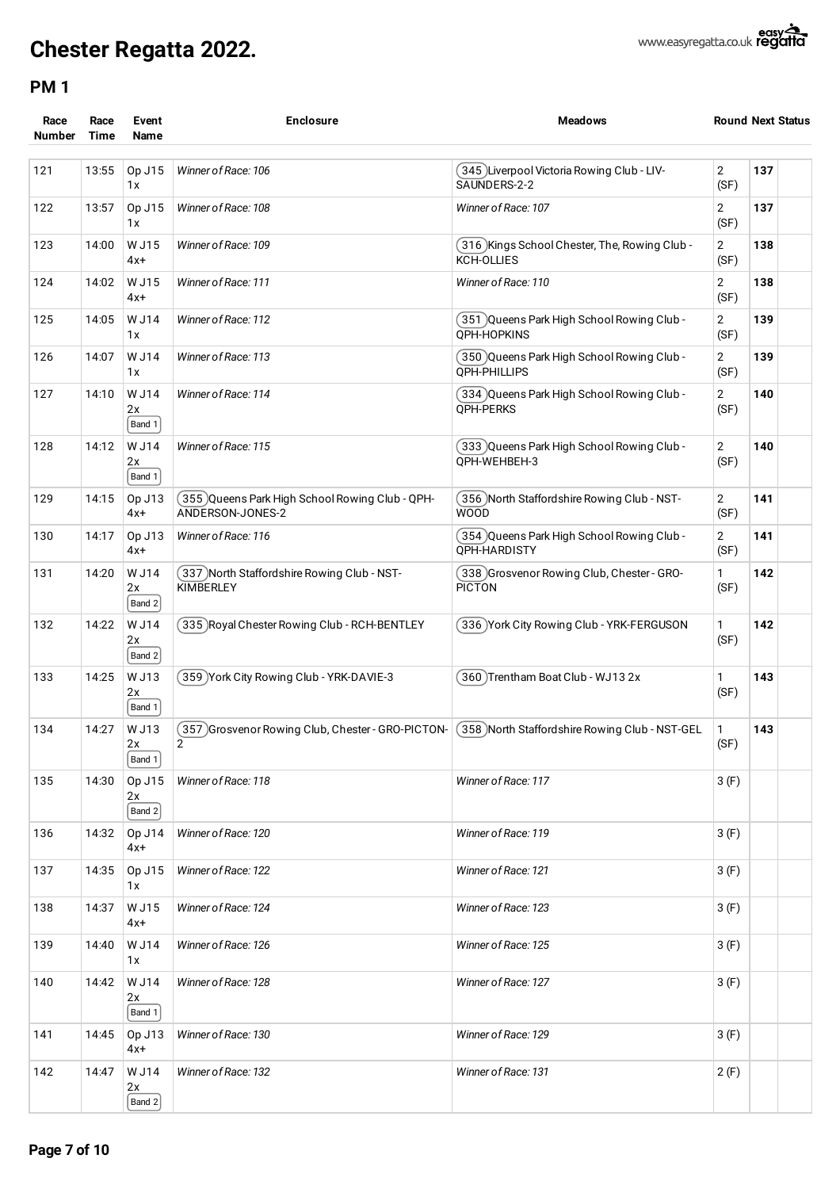# Chester Regatta 2022.

## PM 1

| Race Number | Race Time | Event Name | Enclosure | Meadows | Round | Next | Status |
|---|---|---|---|---|---|---|---|
| 121 | 13:55 | Op J15 1x | *Winner of Race: 106* | 345 Liverpool Victoria Rowing Club - LIV-SAUNDERS-2-2 | 2 (SF) | **137** | |
| 122 | 13:57 | Op J15 1x | *Winner of Race: 108* | *Winner of Race: 107* | 2 (SF) | **137** | |
| 123 | 14:00 | W J15 4x+ | *Winner of Race: 109* | 316 Kings School Chester, The, Rowing Club - KCH-OLLIES | 2 (SF) | **138** | |
| 124 | 14:02 | W J15 4x+ | *Winner of Race: 111* | *Winner of Race: 110* | 2 (SF) | **138** | |
| 125 | 14:05 | W J14 1x | *Winner of Race: 112* | 351 Queens Park High School Rowing Club - QPH-HOPKINS | 2 (SF) | **139** | |
| 126 | 14:07 | W J14 1x | *Winner of Race: 113* | 350 Queens Park High School Rowing Club - QPH-PHILLIPS | 2 (SF) | **139** | |
| 127 | 14:10 | W J14 2x Band 1 | *Winner of Race: 114* | 334 Queens Park High School Rowing Club - QPH-PERKS | 2 (SF) | **140** | |
| 128 | 14:12 | W J14 2x Band 1 | *Winner of Race: 115* | 333 Queens Park High School Rowing Club - QPH-WEHBEH-3 | 2 (SF) | **140** | |
| 129 | 14:15 | Op J13 4x+ | 355 Queens Park High School Rowing Club - QPH-ANDERSON-JONES-2 | 356 North Staffordshire Rowing Club - NST-WOOD | 2 (SF) | **141** | |
| 130 | 14:17 | Op J13 4x+ | *Winner of Race: 116* | 354 Queens Park High School Rowing Club - QPH-HARDISTY | 2 (SF) | **141** | |
| 131 | 14:20 | W J14 2x Band 2 | 337 North Staffordshire Rowing Club - NST-KIMBERLEY | 338 Grosvenor Rowing Club, Chester - GRO-PICTON | 1 (SF) | **142** | |
| 132 | 14:22 | W J14 2x Band 2 | 335 Royal Chester Rowing Club - RCH-BENTLEY | 336 York City Rowing Club - YRK-FERGUSON | 1 (SF) | **142** | |
| 133 | 14:25 | W J13 2x Band 1 | 359 York City Rowing Club - YRK-DAVIE-3 | 360 Trentham Boat Club - WJ13 2x | 1 (SF) | **143** | |
| 134 | 14:27 | W J13 2x Band 1 | 357 Grosvenor Rowing Club, Chester - GRO-PICTON-2 | 358 North Staffordshire Rowing Club - NST-GEL | 1 (SF) | **143** | |
| 135 | 14:30 | Op J15 2x Band 2 | *Winner of Race: 118* | *Winner of Race: 117* | 3 (F) | | |
| 136 | 14:32 | Op J14 4x+ | *Winner of Race: 120* | *Winner of Race: 119* | 3 (F) | | |
| 137 | 14:35 | Op J15 1x | *Winner of Race: 122* | *Winner of Race: 121* | 3 (F) | | |
| 138 | 14:37 | W J15 4x+ | *Winner of Race: 124* | *Winner of Race: 123* | 3 (F) | | |
| 139 | 14:40 | W J14 1x | *Winner of Race: 126* | *Winner of Race: 125* | 3 (F) | | |
| 140 | 14:42 | W J14 2x Band 1 | *Winner of Race: 128* | *Winner of Race: 127* | 3 (F) | | |
| 141 | 14:45 | Op J13 4x+ | *Winner of Race: 130* | *Winner of Race: 129* | 3 (F) | | |
| 142 | 14:47 | W J14 2x Band 2 | *Winner of Race: 132* | *Winner of Race: 131* | 2 (F) | | |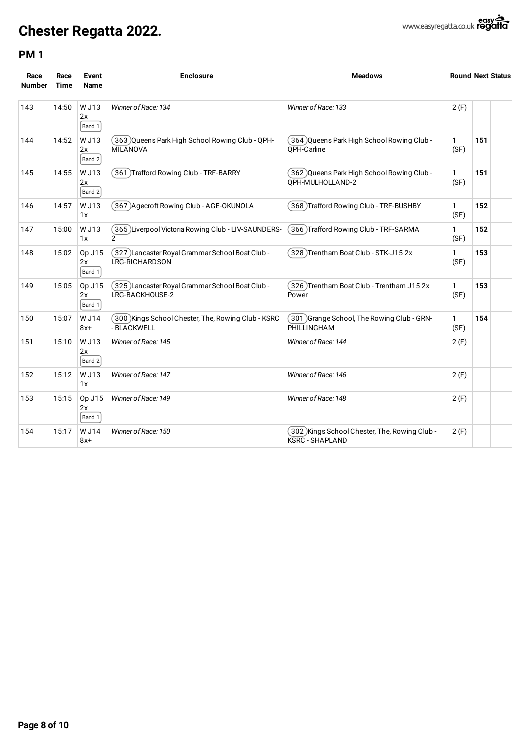# Chester Regatta 2022.

## PM 1

| Race Number | Race Time | Event Name | Enclosure | Meadows | Round | Next | Status |
|---|---|---|---|---|---|---|---|
| 143 | 14:50 | W J13 2x Band 1 | *Winner of Race: 134* | *Winner of Race: 133* | 2 (F) | | |
| 144 | 14:52 | W J13 2x Band 2 | 363 Queens Park High School Rowing Club - QPH-MILANOVA | 364 Queens Park High School Rowing Club - QPH-Carline | 1 (SF) | **151** | |
| 145 | 14:55 | W J13 2x Band 2 | 361 Trafford Rowing Club - TRF-BARRY | 362 Queens Park High School Rowing Club - QPH-MULHOLLAND-2 | 1 (SF) | **151** | |
| 146 | 14:57 | W J13 1x | 367 Agecroft Rowing Club - AGE-OKUNOLA | 368 Trafford Rowing Club - TRF-BUSHBY | 1 (SF) | **152** | |
| 147 | 15:00 | W J13 1x | 365 Liverpool Victoria Rowing Club - LIV-SAUNDERS-2 | 366 Trafford Rowing Club - TRF-SARMA | 1 (SF) | **152** | |
| 148 | 15:02 | Op J15 2x Band 1 | 327 Lancaster Royal Grammar School Boat Club - LRG-RICHARDSON | 328 Trentham Boat Club - STK-J15 2x | 1 (SF) | **153** | |
| 149 | 15:05 | Op J15 2x Band 1 | 325 Lancaster Royal Grammar School Boat Club - LRG-BACKHOUSE-2 | 326 Trentham Boat Club - Trentham J15 2x Power | 1 (SF) | **153** | |
| 150 | 15:07 | W J14 8x+ | 300 Kings School Chester, The, Rowing Club - KSRC - BLACKWELL | 301 Grange School, The Rowing Club - GRN-PHILLINGHAM | 1 (SF) | **154** | |
| 151 | 15:10 | W J13 2x Band 2 | *Winner of Race: 145* | *Winner of Race: 144* | 2 (F) | | |
| 152 | 15:12 | W J13 1x | *Winner of Race: 147* | *Winner of Race: 146* | 2 (F) | | |
| 153 | 15:15 | Op J15 2x Band 1 | *Winner of Race: 149* | *Winner of Race: 148* | 2 (F) | | |
| 154 | 15:17 | W J14 8x+ | *Winner of Race: 150* | 302 Kings School Chester, The, Rowing Club - KSRC - SHAPLAND | 2 (F) | | |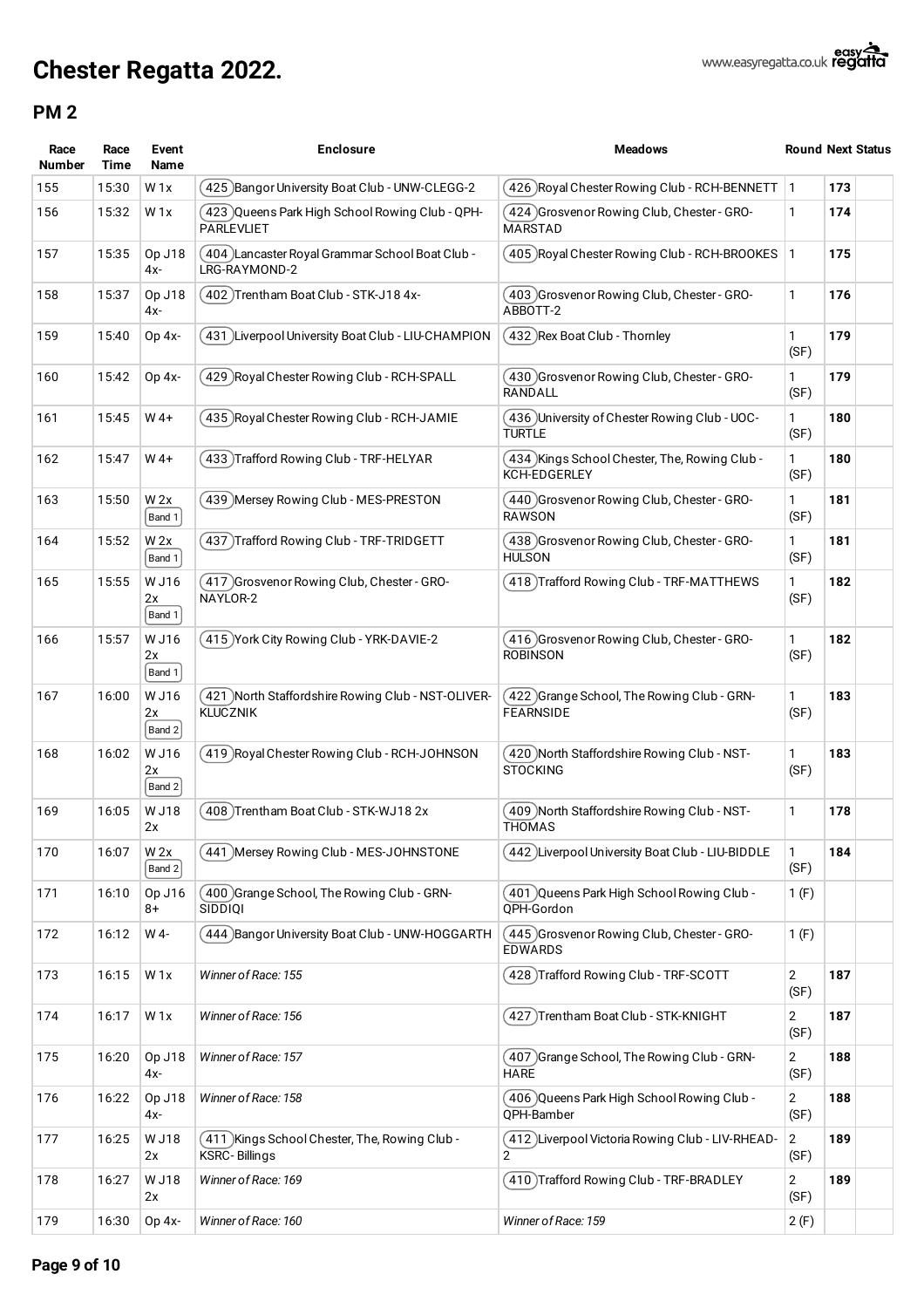# Chester Regatta 2022.

## PM 2

| Race Number | Race Time | Event Name | Enclosure | Meadows | Round | Next | Status |
|---|---|---|---|---|---|---|---|
| 155 | 15:30 | W 1x | 425 Bangor University Boat Club - UNW-CLEGG-2 | 426 Royal Chester Rowing Club - RCH-BENNETT | 1 | 173 | |
| 156 | 15:32 | W 1x | 423 Queens Park High School Rowing Club - QPH-PARLEVLIET | 424 Grosvenor Rowing Club, Chester - GRO-MARSTAD | 1 | 174 | |
| 157 | 15:35 | Op J18 4x- | 404 Lancaster Royal Grammar School Boat Club - LRG-RAYMOND-2 | 405 Royal Chester Rowing Club - RCH-BROOKES | 1 | 175 | |
| 158 | 15:37 | Op J18 4x- | 402 Trentham Boat Club - STK-J18 4x- | 403 Grosvenor Rowing Club, Chester - GRO-ABBOTT-2 | 1 | 176 | |
| 159 | 15:40 | Op 4x- | 431 Liverpool University Boat Club - LIU-CHAMPION | 432 Rex Boat Club - Thornley | 1 (SF) | 179 | |
| 160 | 15:42 | Op 4x- | 429 Royal Chester Rowing Club - RCH-SPALL | 430 Grosvenor Rowing Club, Chester - GRO-RANDALL | 1 (SF) | 179 | |
| 161 | 15:45 | W 4+ | 435 Royal Chester Rowing Club - RCH-JAMIE | 436 University of Chester Rowing Club - UOC-TURTLE | 1 (SF) | 180 | |
| 162 | 15:47 | W 4+ | 433 Trafford Rowing Club - TRF-HELYAR | 434 Kings School Chester, The, Rowing Club - KCH-EDGERLEY | 1 (SF) | 180 | |
| 163 | 15:50 | W 2x Band 1 | 439 Mersey Rowing Club - MES-PRESTON | 440 Grosvenor Rowing Club, Chester - GRO-RAWSON | 1 (SF) | 181 | |
| 164 | 15:52 | W 2x Band 1 | 437 Trafford Rowing Club - TRF-TRIDGETT | 438 Grosvenor Rowing Club, Chester - GRO-HULSON | 1 (SF) | 181 | |
| 165 | 15:55 | W J16 2x Band 1 | 417 Grosvenor Rowing Club, Chester - GRO-NAYLOR-2 | 418 Trafford Rowing Club - TRF-MATTHEWS | 1 (SF) | 182 | |
| 166 | 15:57 | W J16 2x Band 1 | 415 York City Rowing Club - YRK-DAVIE-2 | 416 Grosvenor Rowing Club, Chester - GRO-ROBINSON | 1 (SF) | 182 | |
| 167 | 16:00 | W J16 2x Band 2 | 421 North Staffordshire Rowing Club - NST-OLIVER-KLUCZNIK | 422 Grange School, The Rowing Club - GRN-FEARNSIDE | 1 (SF) | 183 | |
| 168 | 16:02 | W J16 2x Band 2 | 419 Royal Chester Rowing Club - RCH-JOHNSON | 420 North Staffordshire Rowing Club - NST-STOCKING | 1 (SF) | 183 | |
| 169 | 16:05 | W J18 2x | 408 Trentham Boat Club - STK-WJ18 2x | 409 North Staffordshire Rowing Club - NST-THOMAS | 1 | 178 | |
| 170 | 16:07 | W 2x Band 2 | 441 Mersey Rowing Club - MES-JOHNSTONE | 442 Liverpool University Boat Club - LIU-BIDDLE | 1 (SF) | 184 | |
| 171 | 16:10 | Op J16 8+ | 400 Grange School, The Rowing Club - GRN-SIDDIQI | 401 Queens Park High School Rowing Club - QPH-Gordon | 1 (F) | | |
| 172 | 16:12 | W 4- | 444 Bangor University Boat Club - UNW-HOGGARTH | 445 Grosvenor Rowing Club, Chester - GRO-EDWARDS | 1 (F) | | |
| 173 | 16:15 | W 1x | *Winner of Race: 155* | 428 Trafford Rowing Club - TRF-SCOTT | 2 (SF) | 187 | |
| 174 | 16:17 | W 1x | *Winner of Race: 156* | 427 Trentham Boat Club - STK-KNIGHT | 2 (SF) | 187 | |
| 175 | 16:20 | Op J18 4x- | *Winner of Race: 157* | 407 Grange School, The Rowing Club - GRN-HARE | 2 (SF) | 188 | |
| 176 | 16:22 | Op J18 4x- | *Winner of Race: 158* | 406 Queens Park High School Rowing Club - QPH-Bamber | 2 (SF) | 188 | |
| 177 | 16:25 | W J18 2x | 411 Kings School Chester, The, Rowing Club - KSRC- Billings | 412 Liverpool Victoria Rowing Club - LIV-RHEAD-2 | 2 (SF) | 189 | |
| 178 | 16:27 | W J18 2x | *Winner of Race: 169* | 410 Trafford Rowing Club - TRF-BRADLEY | 2 (SF) | 189 | |
| 179 | 16:30 | Op 4x- | *Winner of Race: 160* | *Winner of Race: 159* | 2 (F) | | |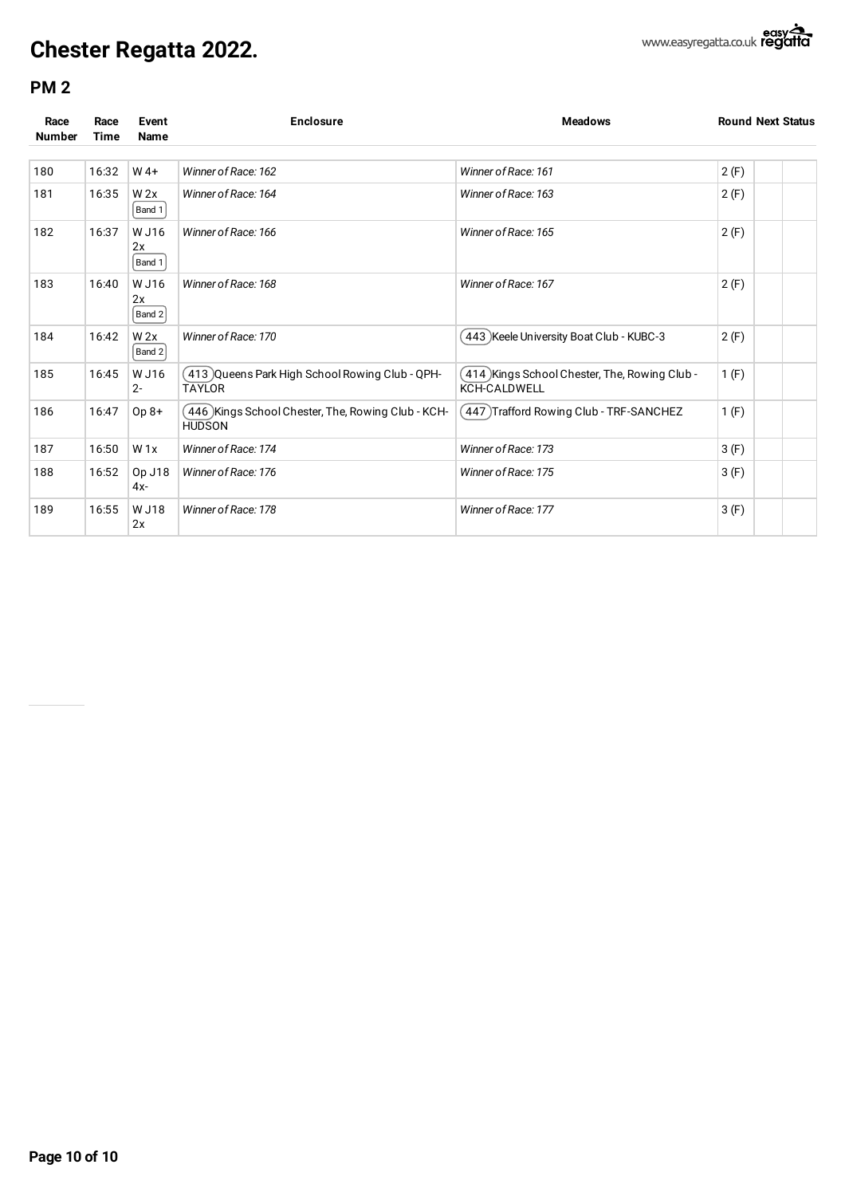# Chester Regatta 2022.

## PM 2

| Race Number | Race Time | Event Name | Enclosure | Meadows | Round | Next | Status |
|---|---|---|---|---|---|---|---|
| 180 | 16:32 | W 4+ | *Winner of Race: 162* | *Winner of Race: 161* | 2 (F) | | |
| 181 | 16:35 | W 2x Band 1 | *Winner of Race: 164* | *Winner of Race: 163* | 2 (F) | | |
| 182 | 16:37 | W J16 2x Band 1 | *Winner of Race: 166* | *Winner of Race: 165* | 2 (F) | | |
| 183 | 16:40 | W J16 2x Band 2 | *Winner of Race: 168* | *Winner of Race: 167* | 2 (F) | | |
| 184 | 16:42 | W 2x Band 2 | *Winner of Race: 170* | 443 Keele University Boat Club - KUBC-3 | 2 (F) | | |
| 185 | 16:45 | W J16 2- | 413 Queens Park High School Rowing Club - QPH-TAYLOR | 414 Kings School Chester, The, Rowing Club - KCH-CALDWELL | 1 (F) | | |
| 186 | 16:47 | Op 8+ | 446 Kings School Chester, The, Rowing Club - KCH-HUDSON | 447 Trafford Rowing Club - TRF-SANCHEZ | 1 (F) | | |
| 187 | 16:50 | W 1x | *Winner of Race: 174* | *Winner of Race: 173* | 3 (F) | | |
| 188 | 16:52 | Op J18 4x- | *Winner of Race: 176* | *Winner of Race: 175* | 3 (F) | | |
| 189 | 16:55 | W J18 2x | *Winner of Race: 178* | *Winner of Race: 177* | 3 (F) | | |